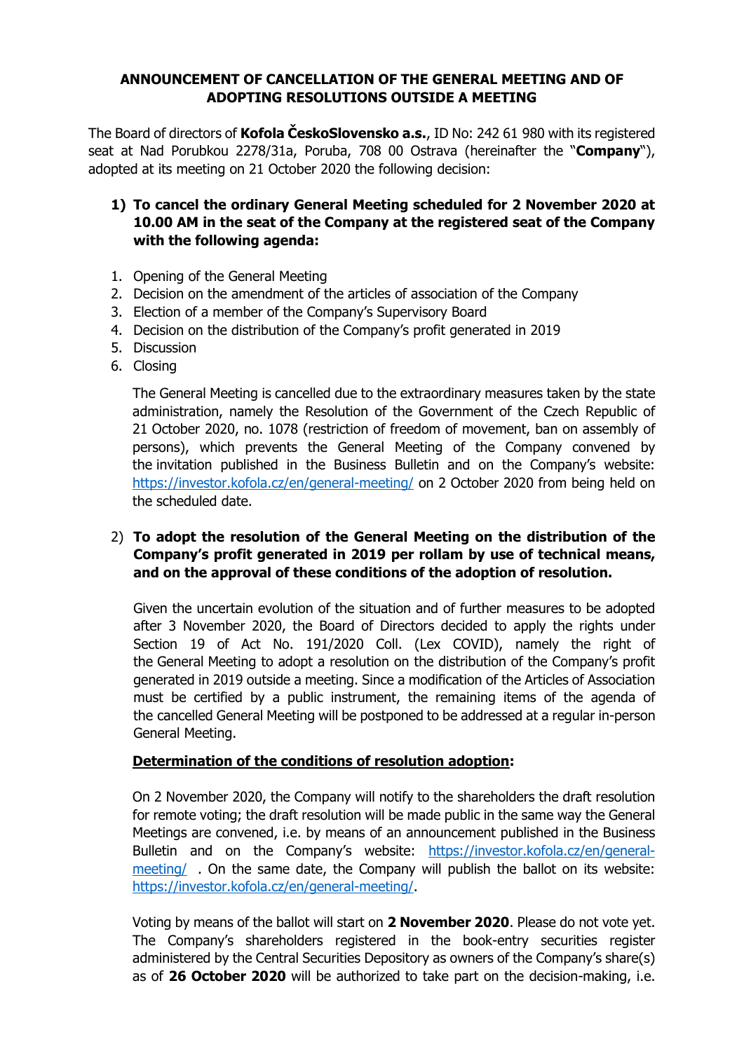**ANNOUNCEMENT OF CANCELLATION OF THE GENERAL MEETING AND OF ADOPTING RESOLUTIONS OUTSIDE A MEETING**

The Board of directors of **Kofola ČeskoSlovensko a.s.**, ID No: 242 61 980 with its registered seat at Nad Porubkou 2278/31a, Poruba, 708 00 Ostrava (hereinafter the "**Company**"), adopted at its meeting on 21 October 2020 the following decision:

**1) To cancel the ordinary General Meeting scheduled for 2 November 2020 at 10.00 AM in the seat of the Company at the registered seat of the Company with the following agenda:**

1. Opening of the General Meeting
2. Decision on the amendment of the articles of association of the Company
3. Election of a member of the Company's Supervisory Board
4. Decision on the distribution of the Company's profit generated in 2019
5. Discussion
6. Closing

The General Meeting is cancelled due to the extraordinary measures taken by the state administration, namely the Resolution of the Government of the Czech Republic of 21 October 2020, no. 1078 (restriction of freedom of movement, ban on assembly of persons), which prevents the General Meeting of the Company convened by the invitation published in the Business Bulletin and on the Company's website: https://investor.kofola.cz/en/general-meeting/ on 2 October 2020 from being held on the scheduled date.

**2) To adopt the resolution of the General Meeting on the distribution of the Company's profit generated in 2019 per rollam by use of technical means, and on the approval of these conditions of the adoption of resolution.**

Given the uncertain evolution of the situation and of further measures to be adopted after 3 November 2020, the Board of Directors decided to apply the rights under Section 19 of Act No. 191/2020 Coll. (Lex COVID), namely the right of the General Meeting to adopt a resolution on the distribution of the Company's profit generated in 2019 outside a meeting. Since a modification of the Articles of Association must be certified by a public instrument, the remaining items of the agenda of the cancelled General Meeting will be postponed to be addressed at a regular in-person General Meeting.

**Determination of the conditions of resolution adoption:**

On 2 November 2020, the Company will notify to the shareholders the draft resolution for remote voting; the draft resolution will be made public in the same way the General Meetings are convened, i.e. by means of an announcement published in the Business Bulletin and on the Company's website: https://investor.kofola.cz/en/general-meeting/ . On the same date, the Company will publish the ballot on its website: https://investor.kofola.cz/en/general-meeting/.

Voting by means of the ballot will start on **2 November 2020**. Please do not vote yet. The Company's shareholders registered in the book-entry securities register administered by the Central Securities Depository as owners of the Company's share(s) as of **26 October 2020** will be authorized to take part on the decision-making, i.e.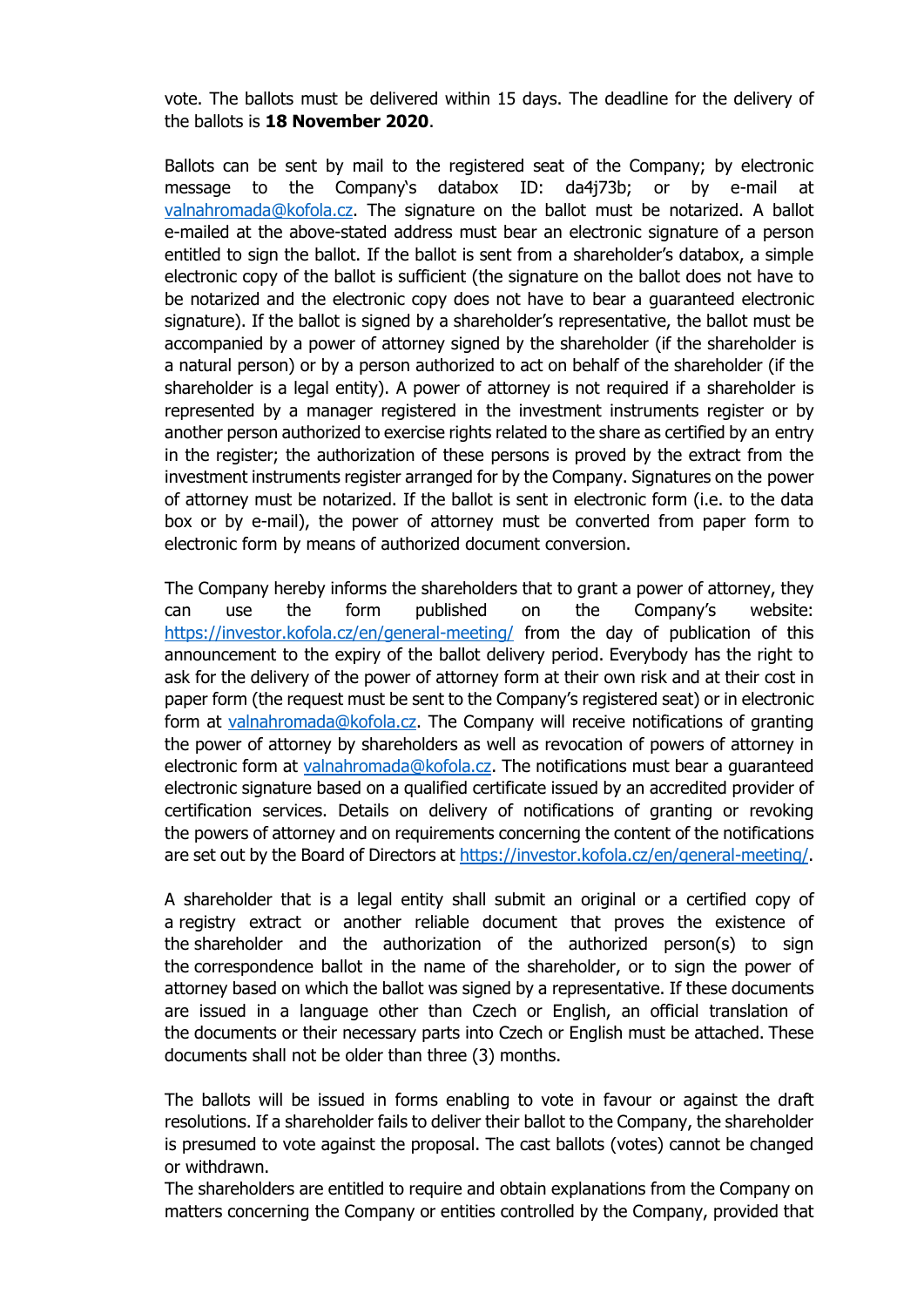vote. The ballots must be delivered within 15 days. The deadline for the delivery of the ballots is **18 November 2020**.

Ballots can be sent by mail to the registered seat of the Company; by electronic message to the Company's databox ID: da4j73b; or by e-mail at valnahromada@kofola.cz. The signature on the ballot must be notarized. A ballot e-mailed at the above-stated address must bear an electronic signature of a person entitled to sign the ballot. If the ballot is sent from a shareholder's databox, a simple electronic copy of the ballot is sufficient (the signature on the ballot does not have to be notarized and the electronic copy does not have to bear a guaranteed electronic signature). If the ballot is signed by a shareholder's representative, the ballot must be accompanied by a power of attorney signed by the shareholder (if the shareholder is a natural person) or by a person authorized to act on behalf of the shareholder (if the shareholder is a legal entity). A power of attorney is not required if a shareholder is represented by a manager registered in the investment instruments register or by another person authorized to exercise rights related to the share as certified by an entry in the register; the authorization of these persons is proved by the extract from the investment instruments register arranged for by the Company. Signatures on the power of attorney must be notarized. If the ballot is sent in electronic form (i.e. to the data box or by e-mail), the power of attorney must be converted from paper form to electronic form by means of authorized document conversion.

The Company hereby informs the shareholders that to grant a power of attorney, they can use the form published on the Company's website: https://investor.kofola.cz/en/general-meeting/ from the day of publication of this announcement to the expiry of the ballot delivery period. Everybody has the right to ask for the delivery of the power of attorney form at their own risk and at their cost in paper form (the request must be sent to the Company's registered seat) or in electronic form at valnahromada@kofola.cz. The Company will receive notifications of granting the power of attorney by shareholders as well as revocation of powers of attorney in electronic form at valnahromada@kofola.cz. The notifications must bear a guaranteed electronic signature based on a qualified certificate issued by an accredited provider of certification services. Details on delivery of notifications of granting or revoking the powers of attorney and on requirements concerning the content of the notifications are set out by the Board of Directors at https://investor.kofola.cz/en/general-meeting/.

A shareholder that is a legal entity shall submit an original or a certified copy of a registry extract or another reliable document that proves the existence of the shareholder and the authorization of the authorized person(s) to sign the correspondence ballot in the name of the shareholder, or to sign the power of attorney based on which the ballot was signed by a representative. If these documents are issued in a language other than Czech or English, an official translation of the documents or their necessary parts into Czech or English must be attached. These documents shall not be older than three (3) months.

The ballots will be issued in forms enabling to vote in favour or against the draft resolutions. If a shareholder fails to deliver their ballot to the Company, the shareholder is presumed to vote against the proposal. The cast ballots (votes) cannot be changed or withdrawn.

The shareholders are entitled to require and obtain explanations from the Company on matters concerning the Company or entities controlled by the Company, provided that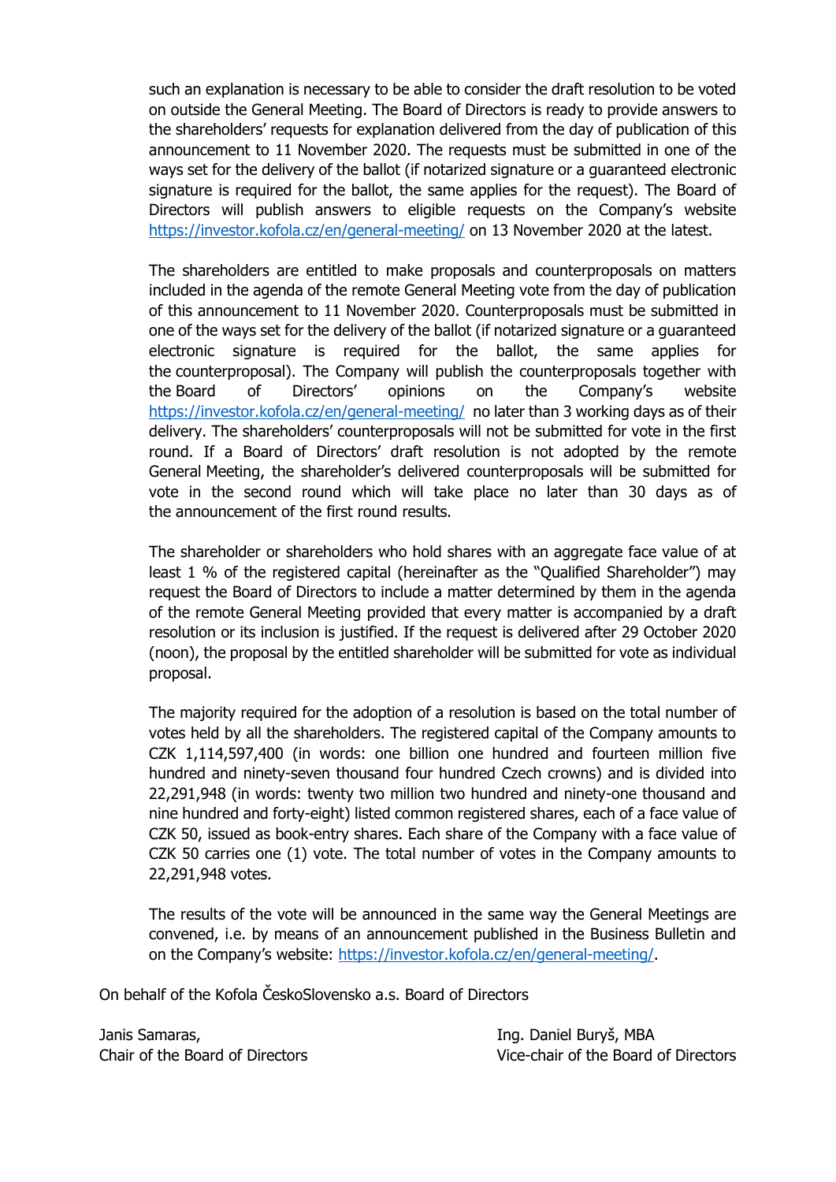such an explanation is necessary to be able to consider the draft resolution to be voted on outside the General Meeting. The Board of Directors is ready to provide answers to the shareholders' requests for explanation delivered from the day of publication of this announcement to 11 November 2020. The requests must be submitted in one of the ways set for the delivery of the ballot (if notarized signature or a guaranteed electronic signature is required for the ballot, the same applies for the request). The Board of Directors will publish answers to eligible requests on the Company's website https://investor.kofola.cz/en/general-meeting/ on 13 November 2020 at the latest.

The shareholders are entitled to make proposals and counterproposals on matters included in the agenda of the remote General Meeting vote from the day of publication of this announcement to 11 November 2020. Counterproposals must be submitted in one of the ways set for the delivery of the ballot (if notarized signature or a guaranteed electronic signature is required for the ballot, the same applies for the counterproposal). The Company will publish the counterproposals together with the Board of Directors' opinions on the Company's website https://investor.kofola.cz/en/general-meeting/ no later than 3 working days as of their delivery. The shareholders' counterproposals will not be submitted for vote in the first round. If a Board of Directors' draft resolution is not adopted by the remote General Meeting, the shareholder's delivered counterproposals will be submitted for vote in the second round which will take place no later than 30 days as of the announcement of the first round results.

The shareholder or shareholders who hold shares with an aggregate face value of at least 1 % of the registered capital (hereinafter as the "Qualified Shareholder") may request the Board of Directors to include a matter determined by them in the agenda of the remote General Meeting provided that every matter is accompanied by a draft resolution or its inclusion is justified. If the request is delivered after 29 October 2020 (noon), the proposal by the entitled shareholder will be submitted for vote as individual proposal.

The majority required for the adoption of a resolution is based on the total number of votes held by all the shareholders. The registered capital of the Company amounts to CZK 1,114,597,400 (in words: one billion one hundred and fourteen million five hundred and ninety-seven thousand four hundred Czech crowns) and is divided into 22,291,948 (in words: twenty two million two hundred and ninety-one thousand and nine hundred and forty-eight) listed common registered shares, each of a face value of CZK 50, issued as book-entry shares. Each share of the Company with a face value of CZK 50 carries one (1) vote. The total number of votes in the Company amounts to 22,291,948 votes.

The results of the vote will be announced in the same way the General Meetings are convened, i.e. by means of an announcement published in the Business Bulletin and on the Company's website: https://investor.kofola.cz/en/general-meeting/.

On behalf of the Kofola ČeskoSlovensko a.s. Board of Directors

Janis Samaras,
Chair of the Board of Directors

Ing. Daniel Buryš, MBA
Vice-chair of the Board of Directors